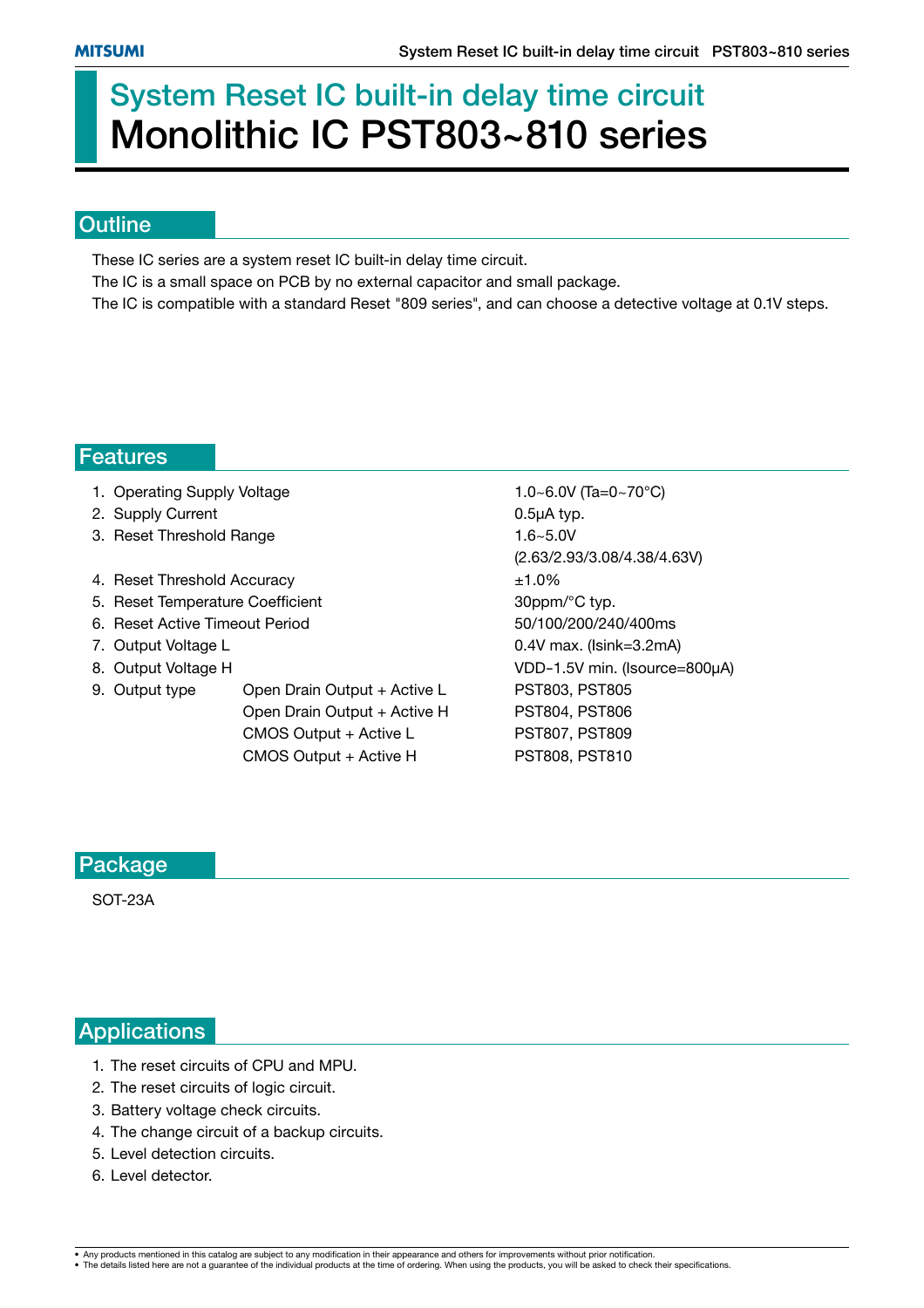# System Reset IC built-in delay time circuit
# Monolithic IC PST803~810 series

## Outline

These IC series are a system reset IC built-in delay time circuit.
The IC is a small space on PCB by no external capacitor and small package.
The IC is compatible with a standard Reset "809 series", and can choose a detective voltage at 0.1V steps.

## Features

| | | |
|---|---|---|
| 1. Operating Supply Voltage | | 1.0~6.0V (Ta=0~70°C) |
| 2. Supply Current | | 0.5µA typ. |
| 3. Reset Threshold Range | | 1.6~5.0V (2.63/2.93/3.08/4.38/4.63V) |
| 4. Reset Threshold Accuracy | | ±1.0% |
| 5. Reset Temperature Coefficient | | 30ppm/°C typ. |
| 6. Reset Active Timeout Period | | 50/100/200/240/400ms |
| 7. Output Voltage L | | 0.4V max. (Isink=3.2mA) |
| 8. Output Voltage H | | VDD-1.5V min. (Isource=800µA) |
| 9. Output type | Open Drain Output + Active L | PST803, PST805 |
| | Open Drain Output + Active H | PST804, PST806 |
| | CMOS Output + Active L | PST807, PST809 |
| | CMOS Output + Active H | PST808, PST810 |

## Package

SOT-23A

## Applications

1. The reset circuits of CPU and MPU.
2. The reset circuits of logic circuit.
3. Battery voltage check circuits.
4. The change circuit of a backup circuits.
5. Level detection circuits.
6. Level detector.

- Any products mentioned in this catalog are subject to any modification in their appearance and others for improvements without prior notification.
- The details listed here are not a guarantee of the individual products at the time of ordering. When using the products, you will be asked to check their specifications.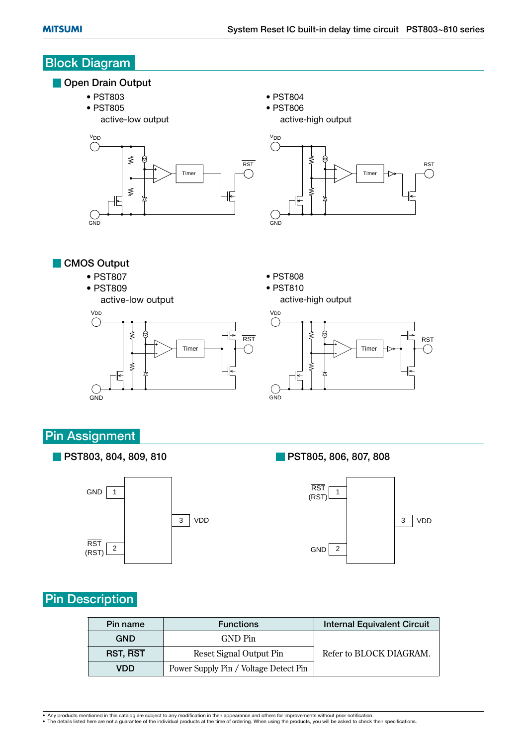## Block Diagram

### Open Drain Output

- PST803
- PST805

  active-low output

- PST804
- PST806

  active-high output

### CMOS Output

- PST807
- PST809

  active-low output

- PST808
- PST810

  active-high output

## Pin Assignment

### PST803, 804, 809, 810

| Pin | Name |
|---|---|
| 1 | GND |
| 2 | RST (RST) |
| 3 | VDD |

### PST805, 806, 807, 808

| Pin | Name |
|---|---|
| 1 | RST (RST) |
| 2 | GND |
| 3 | VDD |

## Pin Description

| Pin name | Functions | Internal Equivalent Circuit |
|---|---|---|
| GND | GND Pin | Refer to BLOCK DIAGRAM. |
| RST, RST | Reset Signal Output Pin | |
| VDD | Power Supply Pin / Voltage Detect Pin | |

- Any products mentioned in this catalog are subject to any modification in their appearance and others for improvements without prior notification.
- The details listed here are not a guarantee of the individual products at the time of ordering. When using the products, you will be asked to check their specifications.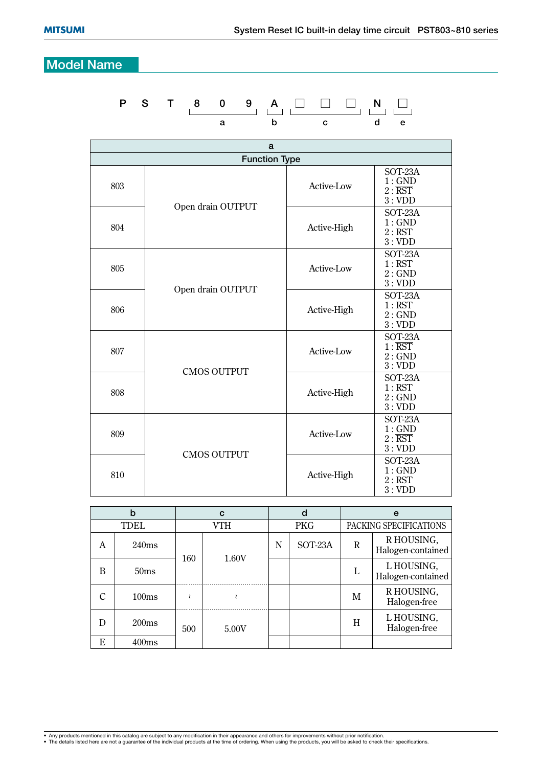## Model Name

P S T 8 0 9 A □ □ □ N □

(8 0 9 = a; A = b; □ □ □ = c; N = d; □ = e)

| a | | | |
|---|---|---|---|
| **Function Type** | | | |
| 803 | Open drain OUTPUT | Active-Low | SOT-23A<br>1 : GND<br>2 : $\overline{RST}$<br>3 : VDD |
| 804 | | Active-High | SOT-23A<br>1 : GND<br>2 : RST<br>3 : VDD |
| 805 | Open drain OUTPUT | Active-Low | SOT-23A<br>1 : $\overline{RST}$<br>2 : GND<br>3 : VDD |
| 806 | | Active-High | SOT-23A<br>1 : RST<br>2 : GND<br>3 : VDD |
| 807 | CMOS OUTPUT | Active-Low | SOT-23A<br>1 : $\overline{RST}$<br>2 : GND<br>3 : VDD |
| 808 | | Active-High | SOT-23A<br>1 : RST<br>2 : GND<br>3 : VDD |
| 809 | CMOS OUTPUT | Active-Low | SOT-23A<br>1 : GND<br>2 : $\overline{RST}$<br>3 : VDD |
| 810 | | Active-High | SOT-23A<br>1 : GND<br>2 : RST<br>3 : VDD |

| b | | c | | d | | e | |
|---|---|---|---|---|---|---|---|
| TDEL | | VTH | | PKG | | PACKING SPECIFICATIONS | |
| A | 240ms | 160 | 1.60V | N | SOT-23A | R | R HOUSING, Halogen-contained |
| B | 50ms | | | | | L | L HOUSING, Halogen-contained |
| C | 100ms | ≀ | ≀ | | | M | R HOUSING, Halogen-free |
| D | 200ms | 500 | 5.00V | | | H | L HOUSING, Halogen-free |
| E | 400ms | | | | | | |

- Any products mentioned in this catalog are subject to any modification in their appearance and others for improvements without prior notification.
- The details listed here are not a guarantee of the individual products at the time of ordering. When using the products, you will be asked to check their specifications.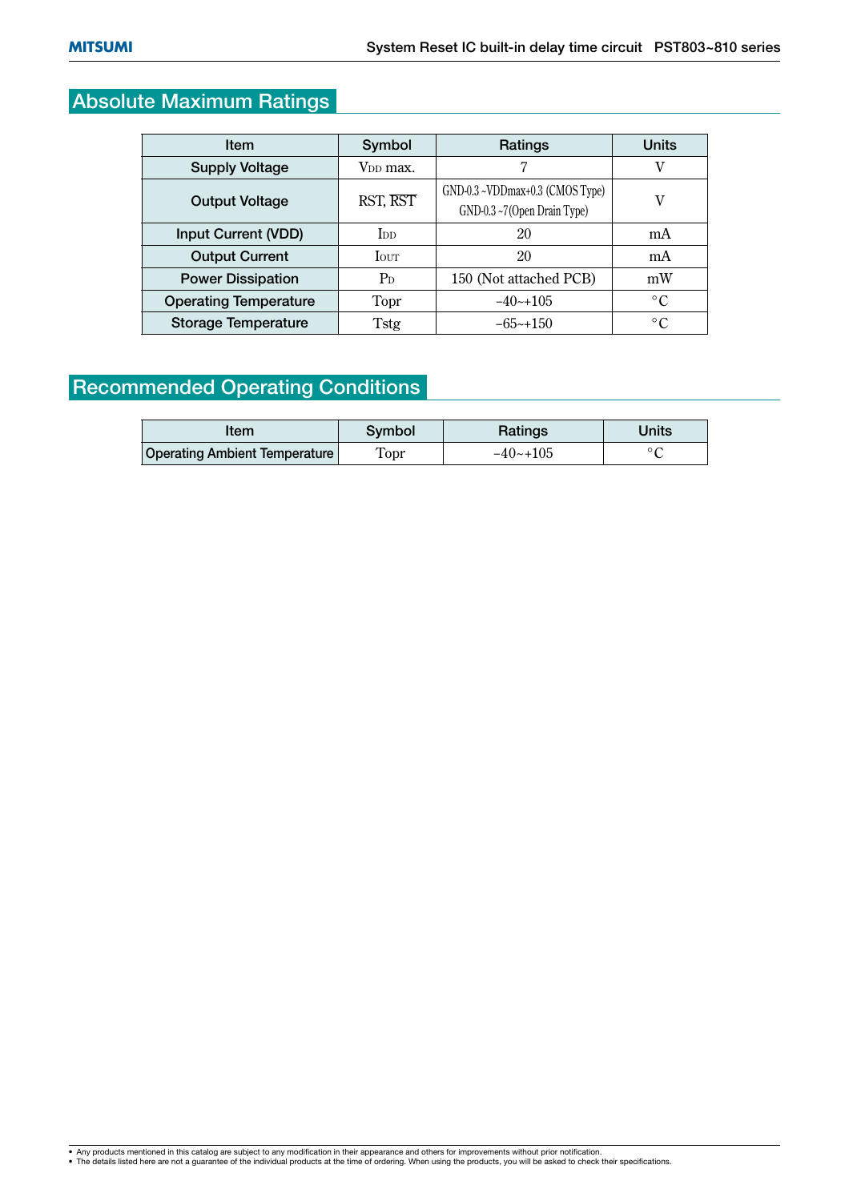## Absolute Maximum Ratings

| Item | Symbol | Ratings | Units |
|---|---|---|---|
| Supply Voltage | $V_{DD}$ max. | 7 | V |
| Output Voltage | RST, $\overline{RST}$ | GND-0.3 ~VDDmax+0.3 (CMOS Type)<br>GND-0.3 ~7(Open Drain Type) | V |
| Input Current (VDD) | $I_{DD}$ | 20 | mA |
| Output Current | $I_{OUT}$ | 20 | mA |
| Power Dissipation | $P_D$ | 150 (Not attached PCB) | mW |
| Operating Temperature | Topr | -40~+105 | °C |
| Storage Temperature | Tstg | -65~+150 | °C |

## Recommended Operating Conditions

| Item | Symbol | Ratings | Units |
|---|---|---|---|
| Operating Ambient Temperature | Topr | -40~+105 | °C |

- Any products mentioned in this catalog are subject to any modification in their appearance and others for improvements without prior notification.
- The details listed here are not a guarantee of the individual products at the time of ordering. When using the products, you will be asked to check their specifications.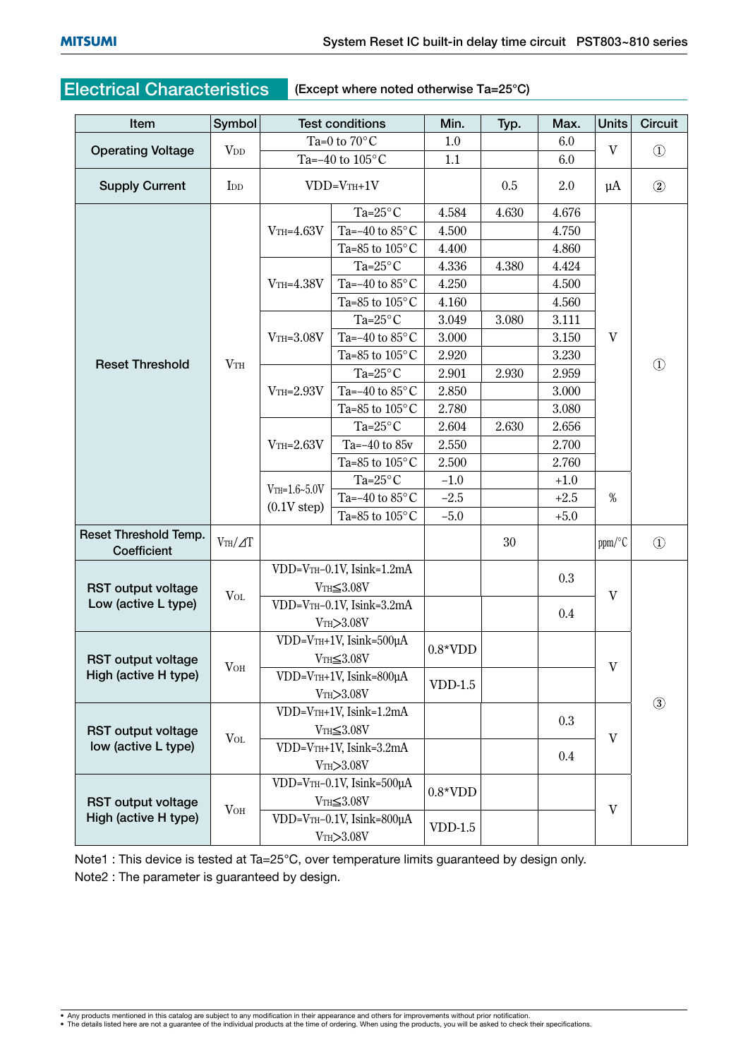## Electrical Characteristics

(Except where noted otherwise Ta=25°C)

| Item | Symbol | Test conditions | | Min. | Typ. | Max. | Units | Circuit |
|---|---|---|---|---|---|---|---|---|
| Operating Voltage | $V_{DD}$ | Ta=0 to 70°C | | 1.0 | | 6.0 | V | ① |
| | | Ta=−40 to 105°C | | 1.1 | | 6.0 | | |
| Supply Current | $I_{DD}$ | VDD=$V_{TH}$+1V | | | 0.5 | 2.0 | μA | ② |
| Reset Threshold | $V_{TH}$ | $V_{TH}$=4.63V | Ta=25°C | 4.584 | 4.630 | 4.676 | V | ① |
| | | | Ta=−40 to 85°C | 4.500 | | 4.750 | | |
| | | | Ta=85 to 105°C | 4.400 | | 4.860 | | |
| | | $V_{TH}$=4.38V | Ta=25°C | 4.336 | 4.380 | 4.424 | | |
| | | | Ta=−40 to 85°C | 4.250 | | 4.500 | | |
| | | | Ta=85 to 105°C | 4.160 | | 4.560 | | |
| | | $V_{TH}$=3.08V | Ta=25°C | 3.049 | 3.080 | 3.111 | | |
| | | | Ta=−40 to 85°C | 3.000 | | 3.150 | | |
| | | | Ta=85 to 105°C | 2.920 | | 3.230 | | |
| | | $V_{TH}$=2.93V | Ta=25°C | 2.901 | 2.930 | 2.959 | | |
| | | | Ta=−40 to 85°C | 2.850 | | 3.000 | | |
| | | | Ta=85 to 105°C | 2.780 | | 3.080 | | |
| | | $V_{TH}$=2.63V | Ta=25°C | 2.604 | 2.630 | 2.656 | | |
| | | | Ta=−40 to 85v | 2.550 | | 2.700 | | |
| | | | Ta=85 to 105°C | 2.500 | | 2.760 | | |
| | | $V_{TH}$=1.6~5.0V (0.1V step) | Ta=25°C | −1.0 | | +1.0 | % | |
| | | | Ta=−40 to 85°C | −2.5 | | +2.5 | | |
| | | | Ta=85 to 105°C | −5.0 | | +5.0 | | |
| Reset Threshold Temp. Coefficient | $V_{TH}/\Delta T$ | | | | 30 | | ppm/°C | ① |
| RST output voltage Low (active L type) | $V_{OL}$ | VDD=$V_{TH}$−0.1V, Isink=1.2mA $V_{TH}$≦3.08V | | | | 0.3 | V | ③ |
| | | VDD=$V_{TH}$−0.1V, Isink=3.2mA $V_{TH}$>3.08V | | | | 0.4 | | |
| RST output voltage High (active H type) | $V_{OH}$ | VDD=$V_{TH}$+1V, Isink=500μA $V_{TH}$≦3.08V | | 0.8*VDD | | | V | |
| | | VDD=$V_{TH}$+1V, Isink=800μA $V_{TH}$>3.08V | | VDD-1.5 | | | | |
| RST output voltage low (active L type) | $V_{OL}$ | VDD=$V_{TH}$+1V, Isink=1.2mA $V_{TH}$≦3.08V | | | | 0.3 | V | |
| | | VDD=$V_{TH}$+1V, Isink=3.2mA $V_{TH}$>3.08V | | | | 0.4 | | |
| RST output voltage High (active H type) | $V_{OH}$ | VDD=$V_{TH}$−0.1V, Isink=500μA $V_{TH}$≦3.08V | | 0.8*VDD | | | V | |
| | | VDD=$V_{TH}$−0.1V, Isink=800μA $V_{TH}$>3.08V | | VDD-1.5 | | | | |

Note1 : This device is tested at Ta=25°C, over temperature limits guaranteed by design only.

Note2 : The parameter is guaranteed by design.

- Any products mentioned in this catalog are subject to any modification in their appearance and others for improvements without prior notification.
- The details listed here are not a guarantee of the individual products at the time of ordering. When using the products, you will be asked to check their specifications.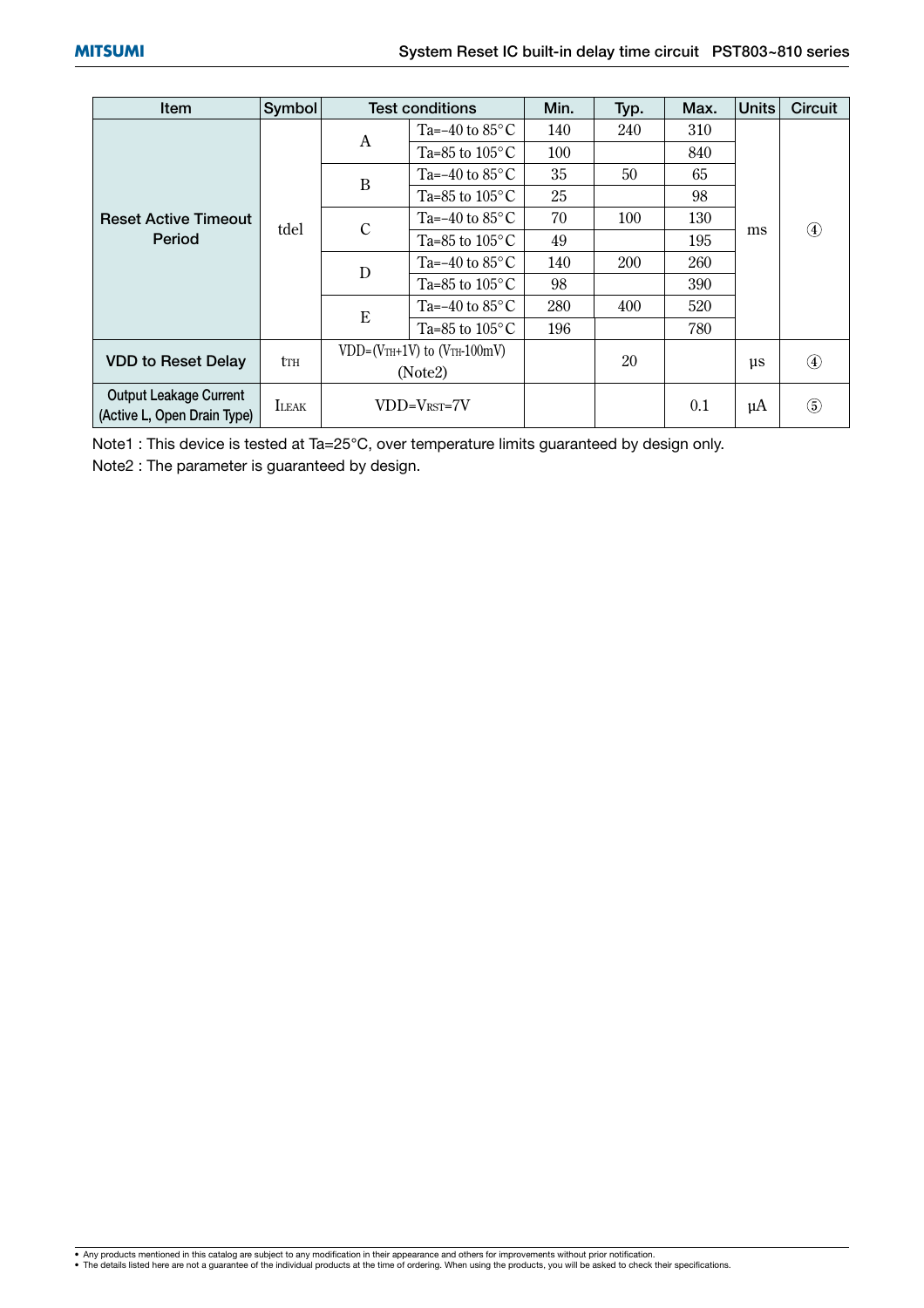| Item | Symbol | Test conditions | | Min. | Typ. | Max. | Units | Circuit |
|---|---|---|---|---|---|---|---|---|
| Reset Active Timeout Period | tdel | A | Ta=−40 to 85°C | 140 | 240 | 310 | ms | ④ |
| | | | Ta=85 to 105°C | 100 | | 840 | | |
| | | B | Ta=−40 to 85°C | 35 | 50 | 65 | | |
| | | | Ta=85 to 105°C | 25 | | 98 | | |
| | | C | Ta=−40 to 85°C | 70 | 100 | 130 | | |
| | | | Ta=85 to 105°C | 49 | | 195 | | |
| | | D | Ta=−40 to 85°C | 140 | 200 | 260 | | |
| | | | Ta=85 to 105°C | 98 | | 390 | | |
| | | E | Ta=−40 to 85°C | 280 | 400 | 520 | | |
| | | | Ta=85 to 105°C | 196 | | 780 | | |
| VDD to Reset Delay | $t_{TH}$ | VDD=($V_{TH}$+1V) to ($V_{TH}$-100mV) (Note2) | | | 20 | | µs | ④ |
| Output Leakage Current (Active L, Open Drain Type) | $I_{LEAK}$ | VDD=$V_{RST}$=7V | | | | 0.1 | µA | ⑤ |

Note1 : This device is tested at Ta=25°C, over temperature limits guaranteed by design only.

Note2 : The parameter is guaranteed by design.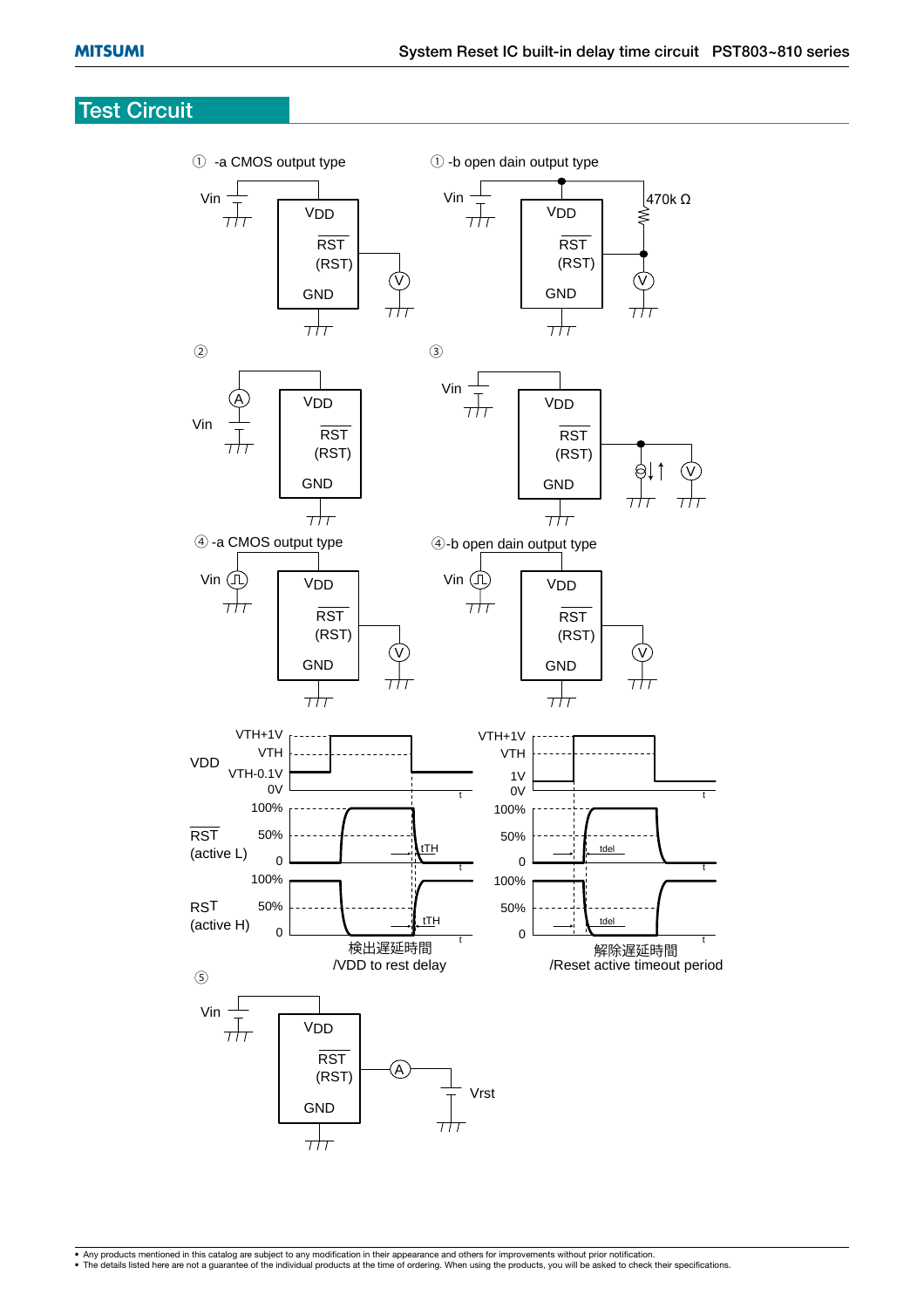# Test Circuit

① -a CMOS output type

Vin — VDD, RST (RST), GND — V

① -b open dain output type

Vin — VDD, RST (RST), GND — 470k Ω — V

②

Vin — A — VDD, RST (RST), GND

③

Vin — VDD, RST (RST), GND — V

④ -a CMOS output type

Vin — VDD, RST (RST), GND — V

④-b open dain output type

Vin — VDD, RST (RST), GND — V

VDD: VTH+1V, VTH, VTH-0.1V, 0V

RST (active L): 100%, 50%, 0 — tTH

RST (active H): 100%, 50%, 0 — tTH

検出遅延時間
/VDD to rest delay

VDD: VTH+1V, VTH, 1V, 0V

RST (active L): 100%, 50%, 0 — tdel

RST (active H): 100%, 50%, 0 — tdel

解除遅延時間
/Reset active timeout period

⑤

Vin — VDD, RST (RST), GND — A — Vrst

- Any products mentioned in this catalog are subject to any modification in their appearance and others for improvements without prior notification.
- The details listed here are not a guarantee of the individual products at the time of ordering. When using the products, you will be asked to check their specifications.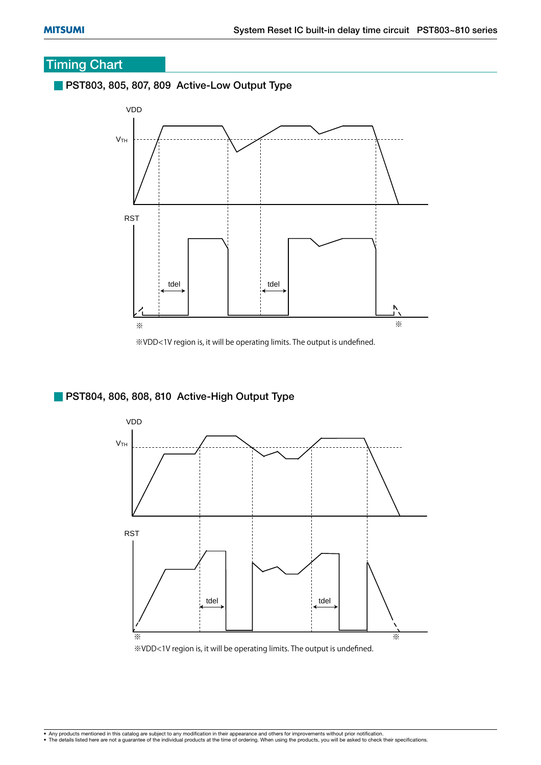## Timing Chart

### PST803, 805, 807, 809 Active-Low Output Type

VDD

$V_{TH}$

RST

tdel

tdel

※ ※

※VDD<1V region is, it will be operating limits. The output is undefined.

### PST804, 806, 808, 810 Active-High Output Type

VDD

$V_{TH}$

RST

tdel

tdel

※ ※

※VDD<1V region is, it will be operating limits. The output is undefined.

- Any products mentioned in this catalog are subject to any modification in their appearance and others for improvements without prior notification.
- The details listed here are not a guarantee of the individual products at the time of ordering. When using the products, you will be asked to check their specifications.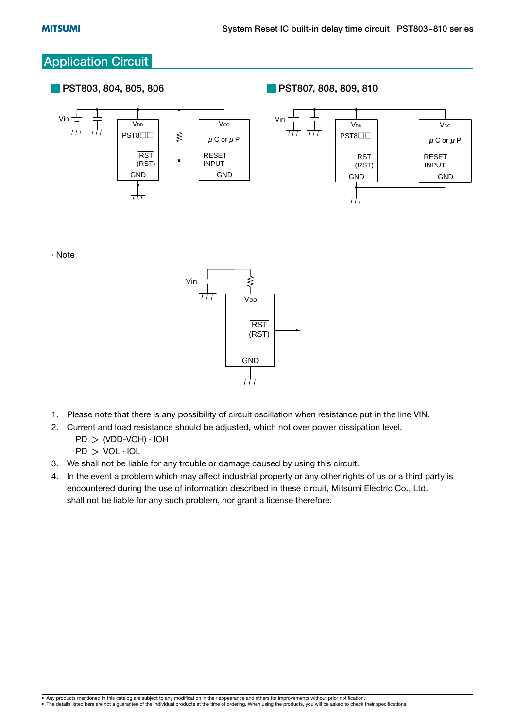## Application Circuit

### PST803, 804, 805, 806

### PST807, 808, 809, 810

· Note

1. Please note that there is any possibility of circuit oscillation when resistance put in the line VIN.
2. Current and load resistance should be adjusted, which not over power dissipation level.
   PD ＞ (VDD-VOH) · IOH
   PD ＞ VOL · IOL
3. We shall not be liable for any trouble or damage caused by using this circuit.
4. In the event a problem which may affect industrial property or any other rights of us or a third party is encountered during the use of information described in these circuit, Mitsumi Electric Co., Ltd. shall not be liable for any such problem, nor grant a license therefore.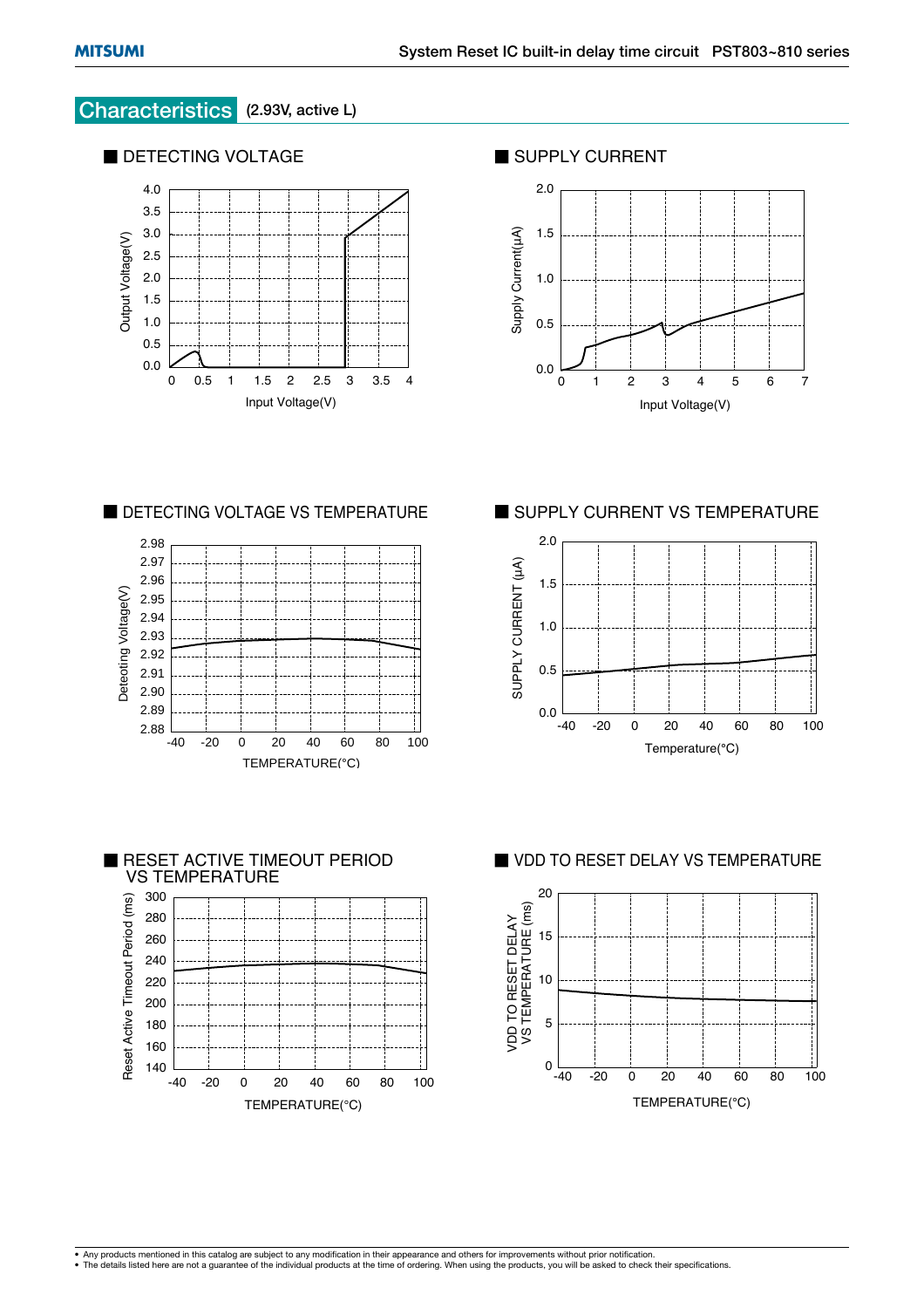## Characteristics (2.93V, active L)

■ DETECTING VOLTAGE

■ SUPPLY CURRENT

■ DETECTING VOLTAGE VS TEMPERATURE

■ SUPPLY CURRENT VS TEMPERATURE

■ RESET ACTIVE TIMEOUT PERIOD VS TEMPERATURE

■ VDD TO RESET DELAY VS TEMPERATURE

- Any products mentioned in this catalog are subject to any modification in their appearance and others for improvements without prior notification.
- The details listed here are not a guarantee of the individual products at the time of ordering. When using the products, you will be asked to check their specifications.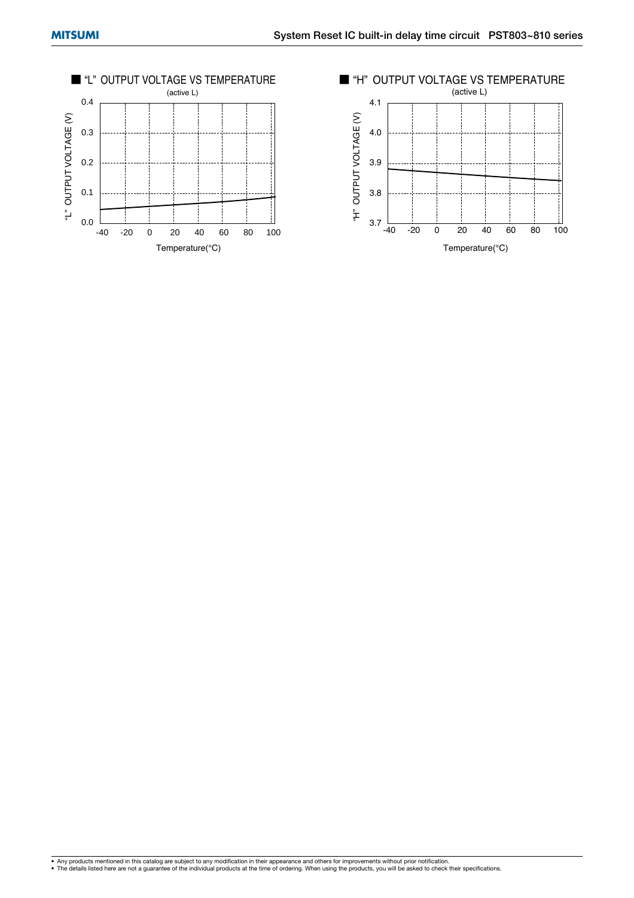## ■ "L" OUTPUT VOLTAGE VS TEMPERATURE

(active L)

"L" OUTPUT VOLTAGE (V)

0.4
0.3
0.2
0.1
0.0

-40 -20 0 20 40 60 80 100

Temperature(°C)

## ■ "H" OUTPUT VOLTAGE VS TEMPERATURE

(active L)

"H" OUTPUT VOLTAGE (V)

4.1
4.0
3.9
3.8
3.7

-40 -20 0 20 40 60 80 100

Temperature(°C)

- Any products mentioned in this catalog are subject to any modification in their appearance and others for improvements without prior notification.
- The details listed here are not a guarantee of the individual products at the time of ordering. When using the products, you will be asked to check their specifications.